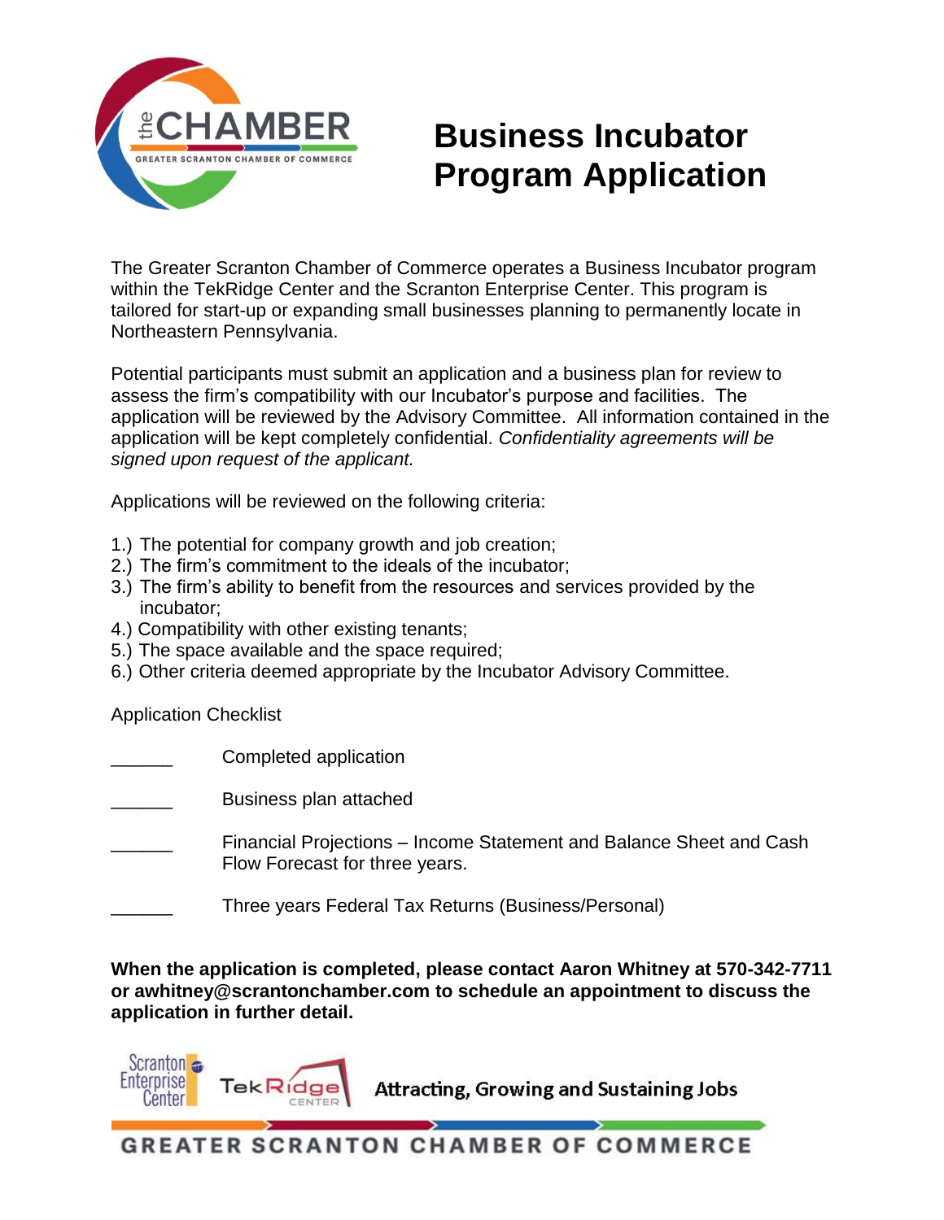# Business Incubator Program Application

The Greater Scranton Chamber of Commerce operates a Business Incubator program within the TekRidge Center and the Scranton Enterprise Center. This program is tailored for start-up or expanding small businesses planning to permanently locate in Northeastern Pennsylvania.

Potential participants must submit an application and a business plan for review to assess the firm's compatibility with our Incubator's purpose and facilities. The application will be reviewed by the Advisory Committee. All information contained in the application will be kept completely confidential. *Confidentiality agreements will be signed upon request of the applicant.*

Applications will be reviewed on the following criteria:

1.) The potential for company growth and job creation;
2.) The firm's commitment to the ideals of the incubator;
3.) The firm's ability to benefit from the resources and services provided by the incubator;
4.) Compatibility with other existing tenants;
5.) The space available and the space required;
6.) Other criteria deemed appropriate by the Incubator Advisory Committee.

Application Checklist

______ Completed application

______ Business plan attached

______ Financial Projections – Income Statement and Balance Sheet and Cash Flow Forecast for three years.

______ Three years Federal Tax Returns (Business/Personal)

**When the application is completed, please contact Aaron Whitney at 570-342-7711 or awhitney@scrantonchamber.com to schedule an appointment to discuss the application in further detail.**

Attracting, Growing and Sustaining Jobs

GREATER SCRANTON CHAMBER OF COMMERCE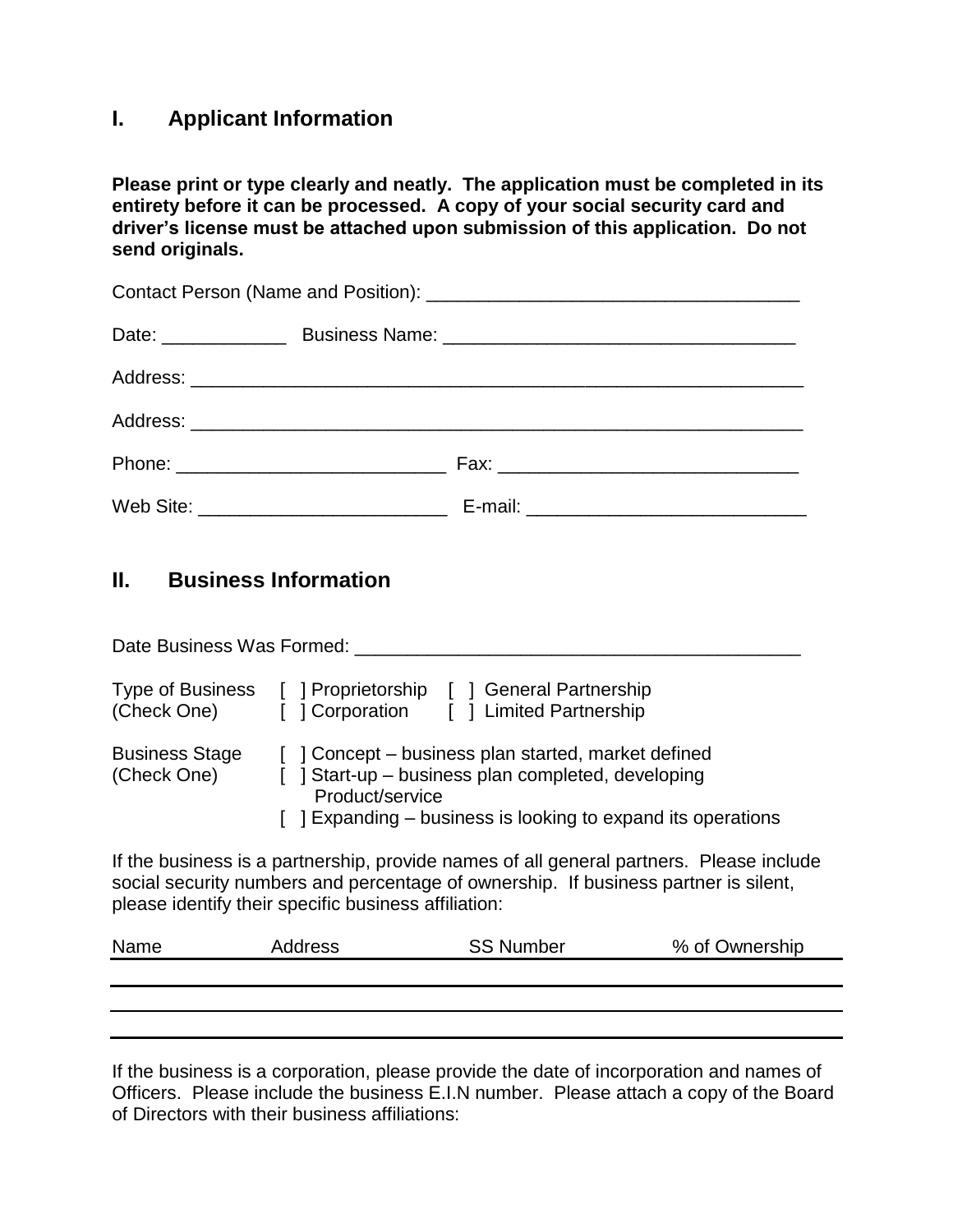## I. Applicant Information

**Please print or type clearly and neatly. The application must be completed in its entirety before it can be processed. A copy of your social security card and driver's license must be attached upon submission of this application. Do not send originals.**

Contact Person (Name and Position): ____________________________________

Date: ____________ Business Name: __________________________________

Address: ____________________________________________________________

Address: ____________________________________________________________

Phone: __________________________ Fax: _____________________________

Web Site: ________________________ E-mail: ___________________________

## II. Business Information

Date Business Was Formed: ____________________________________________

Type of Business (Check One)
- [ ] Proprietorship
- [ ] General Partnership
- [ ] Corporation
- [ ] Limited Partnership

Business Stage (Check One)
- [ ] Concept – business plan started, market defined
- [ ] Start-up – business plan completed, developing Product/service
- [ ] Expanding – business is looking to expand its operations

If the business is a partnership, provide names of all general partners. Please include social security numbers and percentage of ownership. If business partner is silent, please identify their specific business affiliation:

| Name | Address | SS Number | % of Ownership |
|---|---|---|---|
| | | | |
| | | | |
| | | | |

If the business is a corporation, please provide the date of incorporation and names of Officers. Please include the business E.I.N number. Please attach a copy of the Board of Directors with their business affiliations: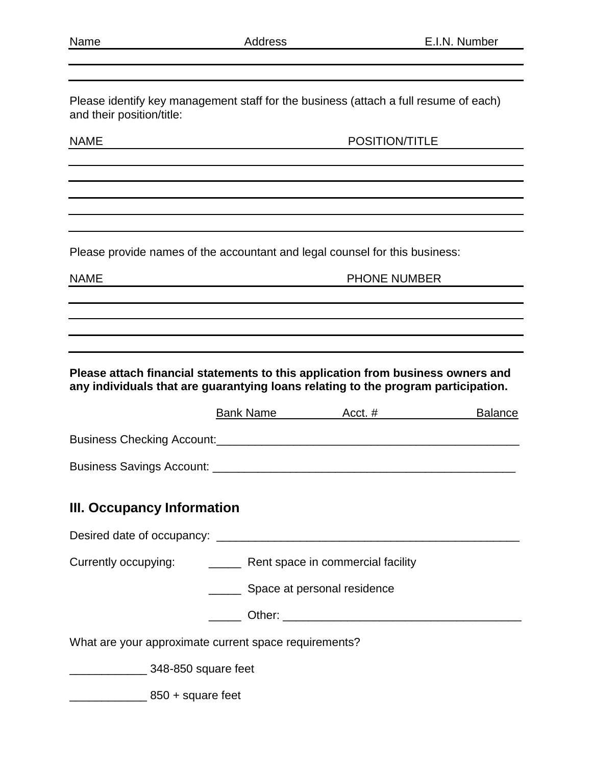| Name | Address | E.I.N. Number |
| --- | --- | --- |
| | | |
| | | |

Please identify key management staff for the business (attach a full resume of each) and their position/title:

| NAME | POSITION/TITLE |
| --- | --- |
| | |
| | |
| | |
| | |
| | |

Please provide names of the accountant and legal counsel for this business:

| NAME | PHONE NUMBER |
| --- | --- |
| | |
| | |
| | |
| | |

**Please attach financial statements to this application from business owners and any individuals that are guarantying loans relating to the program participation.**

| | Bank Name | Acct. # | Balance |
| --- | --- | --- | --- |
| Business Checking Account: | | | |
| Business Savings Account: | | | |

## III. Occupancy Information

Desired date of occupancy: ________________________________________________

Currently occupying:

_____ Rent space in commercial facility

_____ Space at personal residence

_____ Other: ____________________________________

What are your approximate current space requirements?

____________ 348-850 square feet

____________ 850 + square feet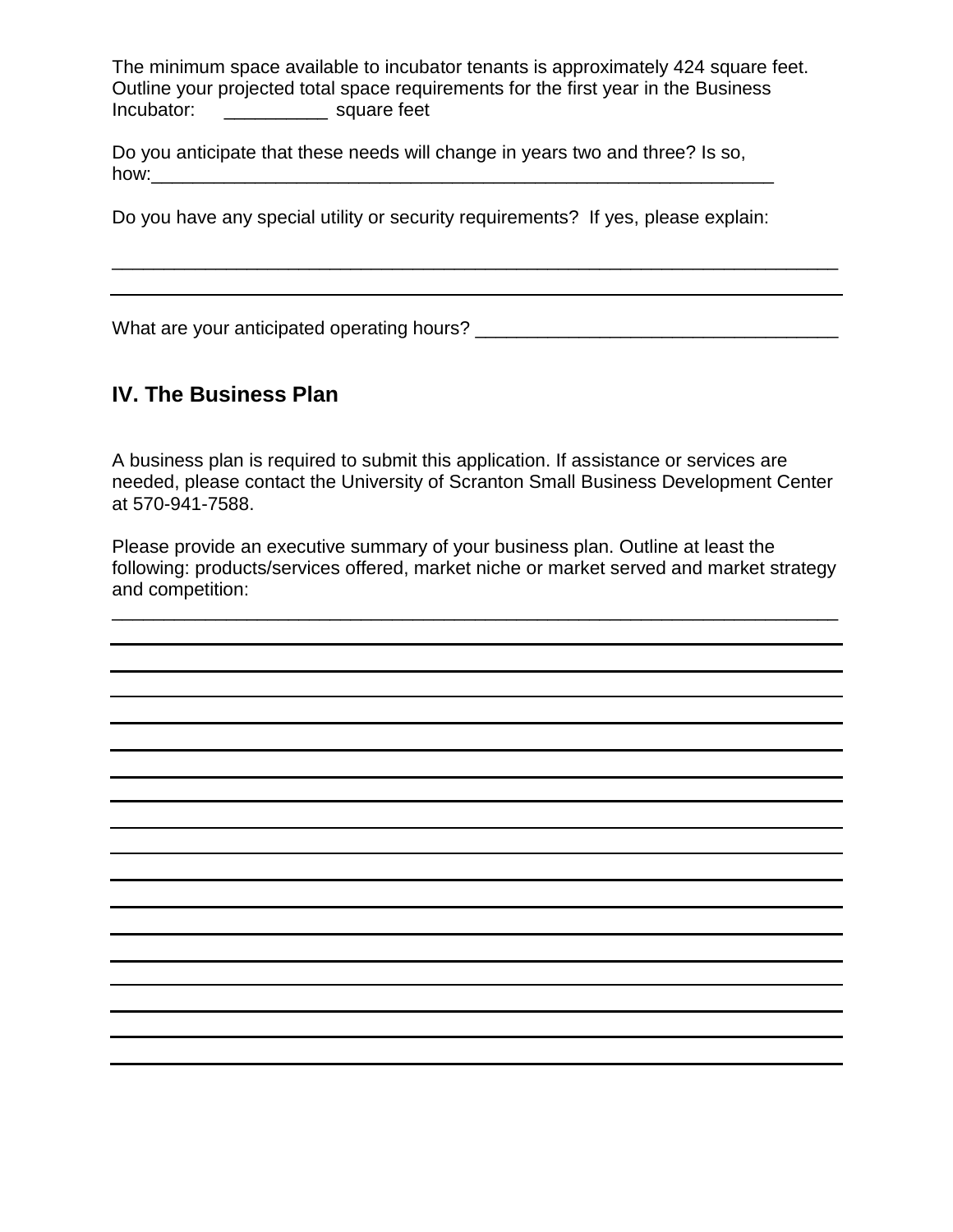The minimum space available to incubator tenants is approximately 424 square feet. Outline your projected total space requirements for the first year in the Business Incubator: __________ square feet

Do you anticipate that these needs will change in years two and three? Is so, how:_______________________________________________________________

Do you have any special utility or security requirements? If yes, please explain:

________________________________________________________________________

________________________________________________________________________

What are your anticipated operating hours? ___________________________________

## IV. The Business Plan

A business plan is required to submit this application. If assistance or services are needed, please contact the University of Scranton Small Business Development Center at 570-941-7588.

Please provide an executive summary of your business plan. Outline at least the following: products/services offered, market niche or market served and market strategy and competition:

________________________________________________________________________

________________________________________________________________________

________________________________________________________________________

________________________________________________________________________

________________________________________________________________________

________________________________________________________________________

________________________________________________________________________

________________________________________________________________________

________________________________________________________________________

________________________________________________________________________

________________________________________________________________________

________________________________________________________________________

________________________________________________________________________

________________________________________________________________________

________________________________________________________________________

________________________________________________________________________

________________________________________________________________________

________________________________________________________________________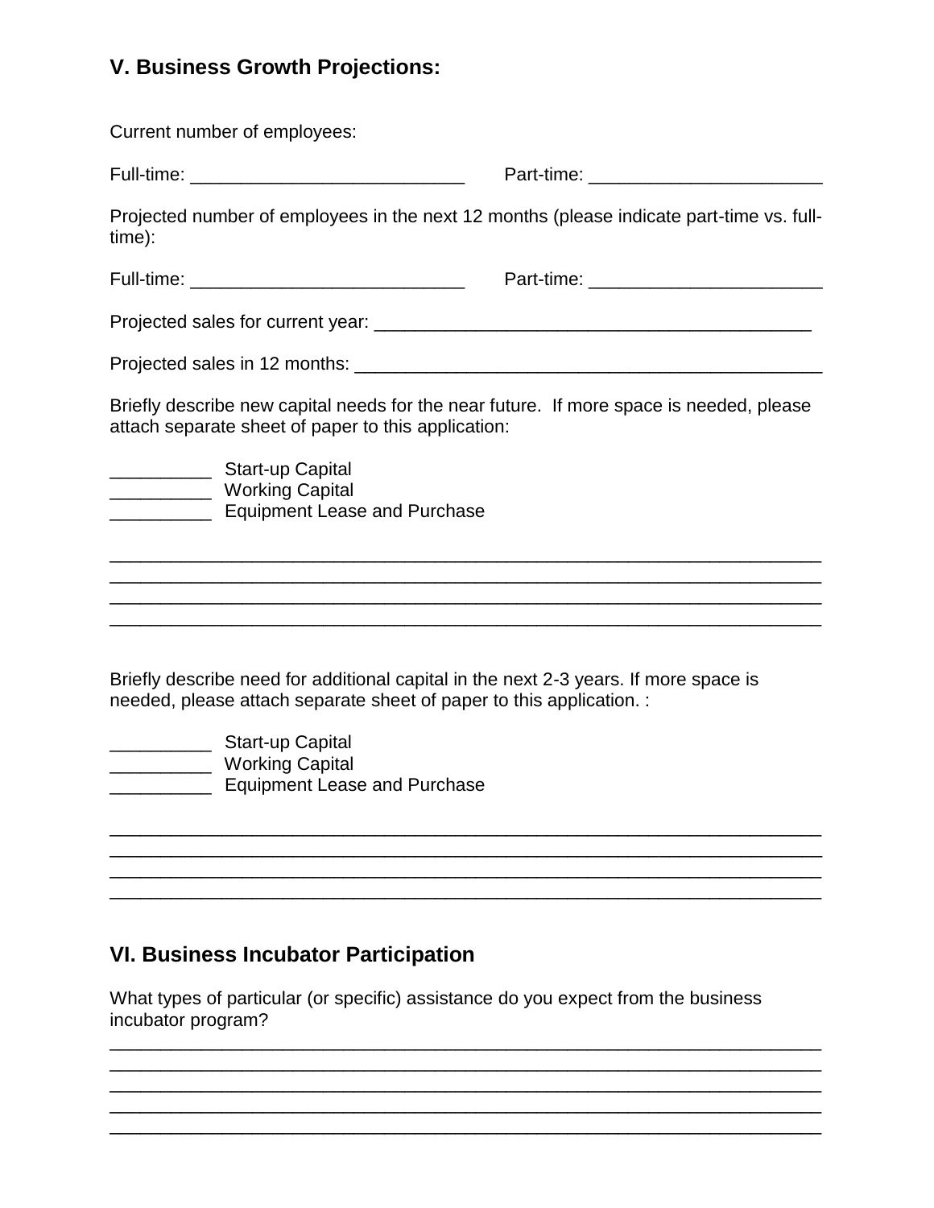## V. Business Growth Projections:

Current number of employees:

Full-time: ___________________________ Part-time: _______________________

Projected number of employees in the next 12 months (please indicate part-time vs. full-time):

Full-time: ___________________________ Part-time: _______________________

Projected sales for current year: ____________________________________________

Projected sales in 12 months: ______________________________________________

Briefly describe new capital needs for the near future. If more space is needed, please attach separate sheet of paper to this application:

__________ Start-up Capital
__________ Working Capital
__________ Equipment Lease and Purchase

______________________________________________________________________
______________________________________________________________________
______________________________________________________________________
______________________________________________________________________

Briefly describe need for additional capital in the next 2-3 years. If more space is needed, please attach separate sheet of paper to this application. :

__________ Start-up Capital
__________ Working Capital
__________ Equipment Lease and Purchase

______________________________________________________________________
______________________________________________________________________
______________________________________________________________________
______________________________________________________________________

## VI. Business Incubator Participation

What types of particular (or specific) assistance do you expect from the business incubator program?

______________________________________________________________________
______________________________________________________________________
______________________________________________________________________
______________________________________________________________________
______________________________________________________________________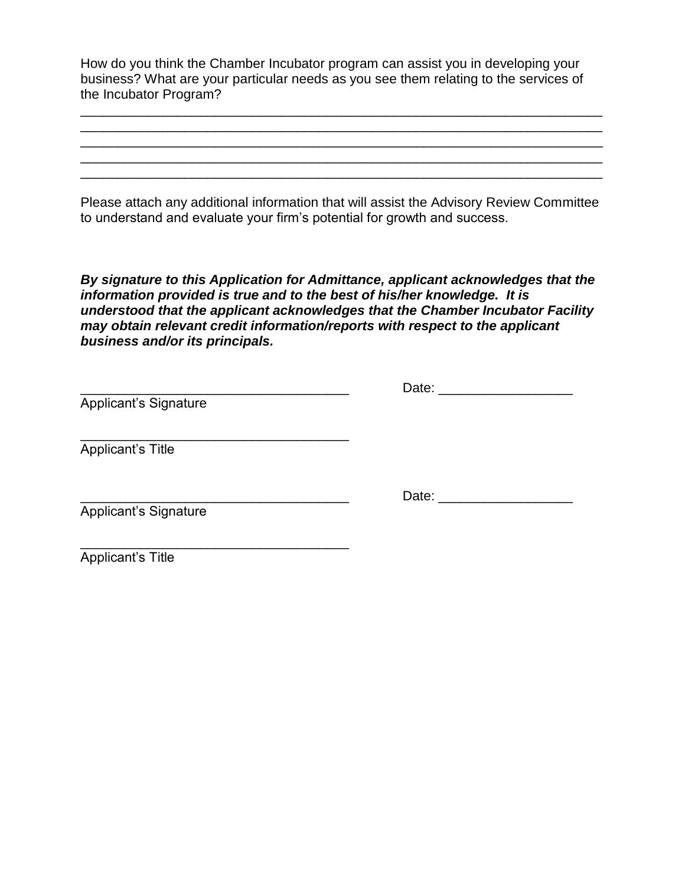How do you think the Chamber Incubator program can assist you in developing your business? What are your particular needs as you see them relating to the services of the Incubator Program?

______________________________________________________________________
______________________________________________________________________
______________________________________________________________________
______________________________________________________________________
______________________________________________________________________

Please attach any additional information that will assist the Advisory Review Committee to understand and evaluate your firm's potential for growth and success.

***By signature to this Application for Admittance, applicant acknowledges that the information provided is true and to the best of his/her knowledge. It is understood that the applicant acknowledges that the Chamber Incubator Facility may obtain relevant credit information/reports with respect to the applicant business and/or its principals.***

____________________________________ Date: __________________
Applicant's Signature

____________________________________
Applicant's Title

____________________________________ Date: __________________
Applicant's Signature

____________________________________
Applicant's Title